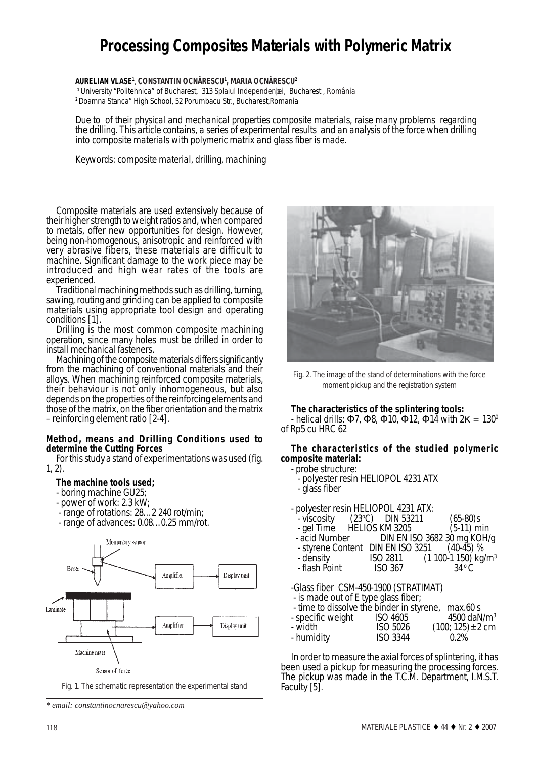# Processing Composites Materials with Polymeric Matrix

**AURELIAN VLASE[1], CONSTANTIN OCNĂRESCU[1], MARIA OCNĂRESCU[2]**

[1] University "Politehnica" of Bucharest, 313 Splaiul Independenţei, Bucharest, România

[2] Doamna Stanca" High School, 52 Porumbacu Str., Bucharest,Romania

*Due to of their physical and mechanical properties composite materials, raise many problems regarding the drilling. This article contains, a series of experimental results and an analysis of the force when drilling into composite materials with polymeric matrix and glass fiber is made.*

*Keywords: composite material, drilling, machining*

Composite materials are used extensively because of their higher strength to weight ratios and, when compared to metals, offer new opportunities for design. However, being non-homogenous, anisotropic and reinforced with very abrasive fibers, these materials are difficult to machine. Significant damage to the work piece may be introduced and high wear rates of the tools are experienced.

Traditional machining methods such as drilling, turning, sawing, routing and grinding can be applied to composite materials using appropriate tool design and operating conditions [1].

Drilling is the most common composite machining operation, since many holes must be drilled in order to install mechanical fasteners.

Machining of the composite materials differs significantly from the machining of conventional materials and their alloys. When machining reinforced composite materials, their behaviour is not only inhomogeneous, but also depends on the properties of the reinforcing elements and those of the matrix, on the fiber orientation and the matrix – reinforcing element ratio [2-4].

## Method, means and Drilling Conditions used to determine the Cutting Forces

For this study a stand of experimentations was used (fig. 1, 2).

**The machine tools used;**

- boring machine GU25;
- power of work: 2.3 kW;
- range of rotations: 28…2 240 rot/min;
- range of advances: 0.08…0.25 mm/rot.

Fig. 1. The schematic representation the experimental stand

Fig. 2. The image of the stand of determinations with the force moment pickup and the registration system

**The characteristics of the splintering tools:**

- helical drills: Φ7, Φ8, Φ10, Φ12, Φ14 with $2\kappa = 130^0$ of Rp5 cu HRC 62

**The characteristics of the studied polymeric composite material:**

- probe structure:
  - polyester resin HELIOPOL 4231 ATX
  - glass fiber

- polyester resin HELIOPOL 4231 ATX:
  - viscosity (23°C) DIN 53211 (65-80)s
  - gel Time HELIOS KM 3205 (5-11) min
  - acid Number DIN EN ISO 3682 30 mg KOH/g
  - styrene Content DIN EN ISO 3251 (40-45) %
  - density ISO 2811 (1 100-1 150) kg/m$^3$
  - flash Point ISO 367 34°C

-Glass fiber CSM-450-1900 (STRATIMAT)

- is made out of E type glass fiber;
- time to dissolve the binder in styrene, max.60 s
- specific weight ISO 4605 4500 daN/m$^3$
- width ISO 5026 (100; 125) ± 2 cm
- humidity ISO 3344 0.2%

In order to measure the axial forces of splintering, it has been used a pickup for measuring the processing forces. The pickup was made in the T.C.M. Department, I.M.S.T. Faculty [5].

\* email: constantinocnarescu@yahoo.com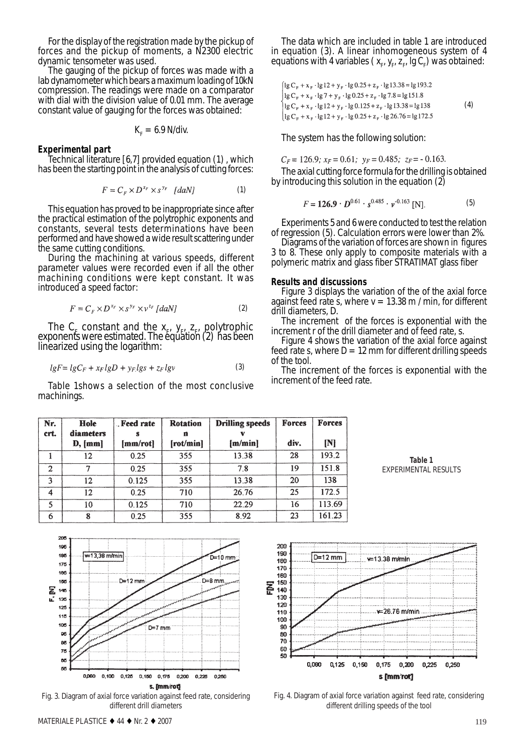For the display of the registration made by the pickup of forces and the pickup of moments, a N2300 electric dynamic tensometer was used.

The gauging of the pickup of forces was made with a lab dynamometer which bears a maximum loading of 10kN compression. The readings were made on a comparator with dial with the division value of 0.01 mm. The average constant value of gauging for the forces was obtained:

$$K_F = 6.9 \text{ N/div.}$$

**Experimental part**

Technical literature [6,7] provided equation (1), which has been the starting point in the analysis of cutting forces:

$$F = C_F \times D^{x_F} \times s^{y_F} \quad [daN] \tag{1}$$

This equation has proved to be inappropriate since after the practical estimation of the polytrophic exponents and constants, several tests determinations have been performed and have showed a wide result scattering under the same cutting conditions.

During the machining at various speeds, different parameter values were recorded even if all the other machining conditions were kept constant. It was introduced a speed factor:

$$F = C_F \times D^{x_F} \times s^{y_F} \times v^{z_F} \; [daN] \tag{2}$$

The $C_F$ constant and the $x_F$, $y_F$, $z_F$, polytrophic exponents were estimated. The equation (2) has been linearized using the logarithm:

$$lgF = lgC_F + x_F lgD + y_F lgs + z_F lgv \tag{3}$$

Table 1shows a selection of the most conclusive machinings.

The data which are included in table 1 are introduced in equation (3). A linear inhomogeneous system of 4 equations with 4 variables ( $x_F$, $y_F$, $z_F$, $\lg C_F$) was obtained:

$$\begin{cases} \lg C_F + x_F \cdot \lg 12 + y_F \cdot \lg 0.25 + z_F \cdot \lg 13.38 = \lg 193.2 \\ \lg C_F + x_F \cdot \lg 7 + y_F \cdot \lg 0.25 + z_F \cdot \lg 7.8 = \lg 151.8 \\ \lg C_F + x_F \cdot \lg 12 + y_F \cdot \lg 0.125 + z_F \cdot \lg 13.38 = \lg 138 \\ \lg C_F + x_F \cdot \lg 12 + y_F \cdot \lg 0.25 + z_F \cdot \lg 26.76 = \lg 172.5 \end{cases} \tag{4}$$

The system has the following solution:

$C_F = 126.9;\ x_F = 0.61;\ y_F = 0.485;\ z_F = -0.163.$

The axial cutting force formula for the drilling is obtained by introducing this solution in the equation (2)

$$F = \mathbf{126.9} \cdot D^{0.61} \cdot s^{0.485} \cdot v^{-0.163} \text{ [N]}. \tag{5}$$

Experiments 5 and 6 were conducted to test the relation of regression (5). Calculation errors were lower than 2%.

Diagrams of the variation of forces are shown in figures 3 to 8. These only apply to composite materials with a polymeric matrix and glass fiber STRATIMAT glass fiber

**Results and discussions**

Figure 3 displays the variation of the of the axial force against feed rate s, where v = 13.38 m / min, for different drill diameters, D.

The increment of the forces is exponential with the increment r of the drill diameter and of feed rate, s.

Figure 4 shows the variation of the axial force against feed rate s, where D = 12 mm for different drilling speeds of the tool.

The increment of the forces is exponential with the increment of the feed rate.

**Table 1**
EXPERIMENTAL RESULTS

| Nr. crt. | Hole diameters D, [mm] | Feed rate s [mm/rot] | Rotation n [rot/min] | Drilling speeds v [m/min] | Forces div. | Forces [N] |
|---|---|---|---|---|---|---|
| 1 | 12 | 0.25 | 355 | 13.38 | 28 | 193.2 |
| 2 | 7 | 0.25 | 355 | 7.8 | 19 | 151.8 |
| 3 | 12 | 0.125 | 355 | 13.38 | 20 | 138 |
| 4 | 12 | 0.25 | 710 | 26.76 | 25 | 172.5 |
| 5 | 10 | 0.125 | 710 | 22.29 | 16 | 113.69 |
| 6 | 8 | 0.25 | 355 | 8.92 | 23 | 161.23 |

Fig. 3. Diagram of axial force variation against feed rate, considering different drill diameters

Fig. 4. Diagram of axial force variation against feed rate, considering different drilling speeds of the tool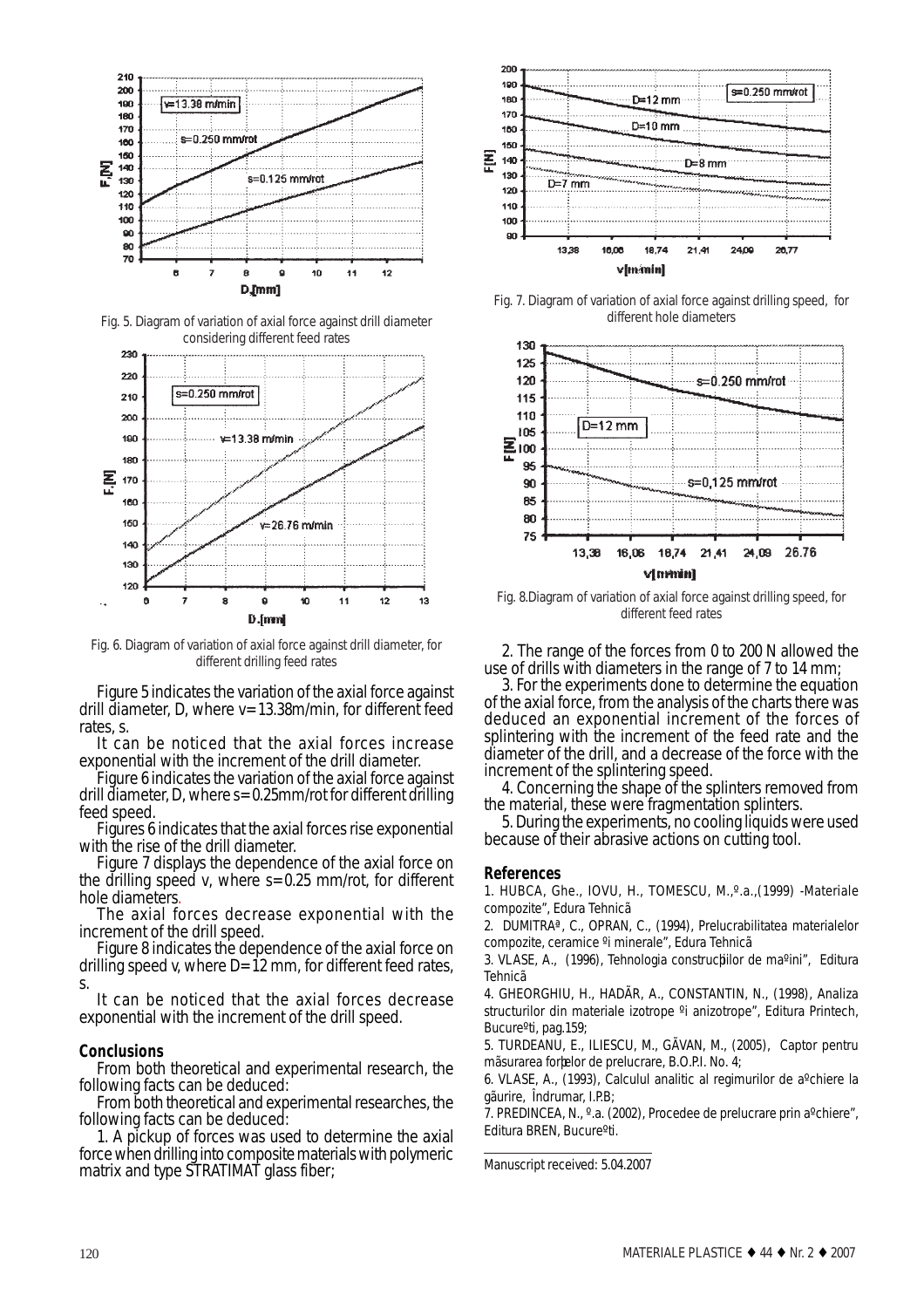210
200
190
180
170
160
150
140
130
120
110
100
90
80
70

v=13.38 m/min

s=0.250 mm/rot

s=0.125 mm/rot

F.[N]

6 7 8 9 10 11 12

D.[mm]

Fig. 5. Diagram of variation of axial force against drill diameter considering different feed rates

230
220
210
200
190
180
170
160
150
140
130
120

s=0.250 mm/rot

v=13.38 m/min

v=26.76 m/min

F.[N]

6 7 8 9 10 11 12 13

D.[mm]

Fig. 6. Diagram of variation of axial force against drill diameter, for different drilling feed rates

Figure 5 indicates the variation of the axial force against drill diameter, D, where v= 13.38m/min, for different feed rates, s.

It can be noticed that the axial forces increase exponential with the increment of the drill diameter.

Figure 6 indicates the variation of the axial force against drill diameter, D, where s= 0.25mm/rot for different drilling feed speed.

Figures 6 indicates that the axial forces rise exponential with the rise of the drill diameter.

Figure 7 displays the dependence of the axial force on the drilling speed v, where s= 0.25 mm/rot, for different hole diameters.

The axial forces decrease exponential with the increment of the drill speed.

Figure 8 indicates the dependence of the axial force on drilling speed v, where D= 12 mm, for different feed rates, s.

It can be noticed that the axial forces decrease exponential with the increment of the drill speed.

200
190
180
170
160
150
140
130
120
110
100
90

s=0.250 mm/rot

D=12 mm

D=10 mm

D=8 mm

D=7 mm

F[N]

13,38 16,06 18,74 21,41 24,09 26,77

v[m/min]

Fig. 7. Diagram of variation of axial force against drilling speed, for different hole diameters

130
125
120
115
110
105
100
95
90
85
80
75

s=0.250 mm/rot

D=12 mm

s=0,125 mm/rot

F[N]

13,38 16,06 18,74 21,41 24,09 26.76

v[m/min]

Fig. 8.Diagram of variation of axial force against drilling speed, for different feed rates

## Conclusions

From both theoretical and experimental research, the following facts can be deduced:

From both theoretical and experimental researches, the following facts can be deduced:

1. A pickup of forces was used to determine the axial force when drilling into composite materials with polymeric matrix and type STRATIMAT glass fiber;

2. The range of the forces from 0 to 200 N allowed the use of drills with diameters in the range of 7 to 14 mm;

3. For the experiments done to determine the equation of the axial force, from the analysis of the charts there was deduced an exponential increment of the forces of splintering with the increment of the feed rate and the diameter of the drill, and a decrease of the force with the increment of the splintering speed.

4. Concerning the shape of the splinters removed from the material, these were fragmentation splinters.

5. During the experiments, no cooling liquids were used because of their abrasive actions on cutting tool.

## References

1. HUBCA, Ghe., IOVU, H., TOMESCU, M.,º.a.,(1999) -Materiale compozite", Edura Tehnicã

2. DUMITRAª, C., OPRAN, C., (1994), Prelucrabilitatea materialelor compozite, ceramice ºi minerale", Edura Tehnicã

3. VLASE, A., (1996), Tehnologia construcþiilor de maºini", Editura Tehnicã

4. GHEORGHIU, H., HADÃR, A., CONSTANTIN, N., (1998), Analiza structurilor din materiale izotrope ºi anizotrope", Editura Printech, Bucureºti, pag.159;

5. TURDEANU, E., ILIESCU, M., GÃVAN, M., (2005), Captor pentru mãsurarea forþelor de prelucrare, B.O.P.I. No. 4;

6. VLASE, A., (1993), Calculul analitic al regimurilor de aºchiere la gãurire, Îndrumar, I.P.B;

7. PREDINCEA, N., º.a. (2002), Procedee de prelucrare prin aºchiere", Editura BREN, Bucureºti.

Manuscript received: 5.04.2007